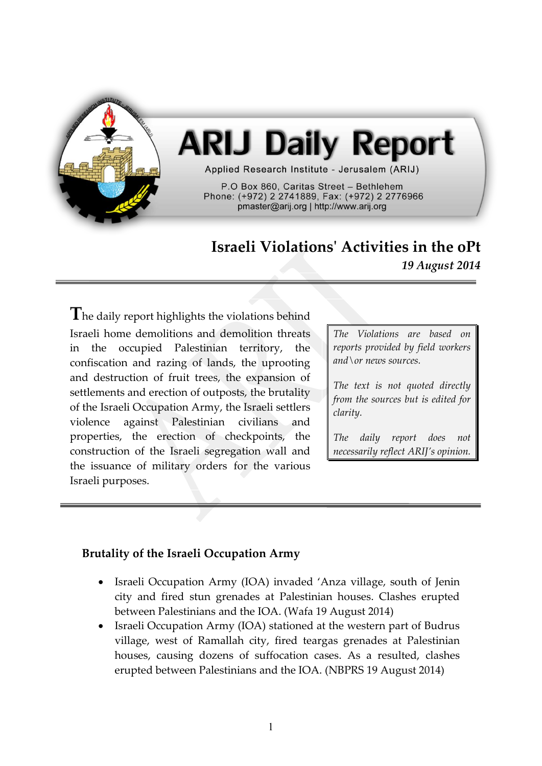# ARIJ Daily Report

Applied Research Institute - Jerusalem (ARIJ)

P.O Box 860, Caritas Street – Bethlehem
Phone: (+972) 2 2741889, Fax: (+972) 2 2776966
pmaster@arij.org | http://www.arij.org

## Israeli Violations' Activities in the oPt

*19 August 2014*

The daily report highlights the violations behind Israeli home demolitions and demolition threats in the occupied Palestinian territory, the confiscation and razing of lands, the uprooting and destruction of fruit trees, the expansion of settlements and erection of outposts, the brutality of the Israeli Occupation Army, the Israeli settlers violence against Palestinian civilians and properties, the erection of checkpoints, the construction of the Israeli segregation wall and the issuance of military orders for the various Israeli purposes.

*The Violations are based on reports provided by field workers and\or news sources.*

*The text is not quoted directly from the sources but is edited for clarity.*

*The daily report does not necessarily reflect ARIJ's opinion.*

### Brutality of the Israeli Occupation Army

- Israeli Occupation Army (IOA) invaded 'Anza village, south of Jenin city and fired stun grenades at Palestinian houses. Clashes erupted between Palestinians and the IOA. (Wafa 19 August 2014)
- Israeli Occupation Army (IOA) stationed at the western part of Budrus village, west of Ramallah city, fired teargas grenades at Palestinian houses, causing dozens of suffocation cases. As a resulted, clashes erupted between Palestinians and the IOA. (NBPRS 19 August 2014)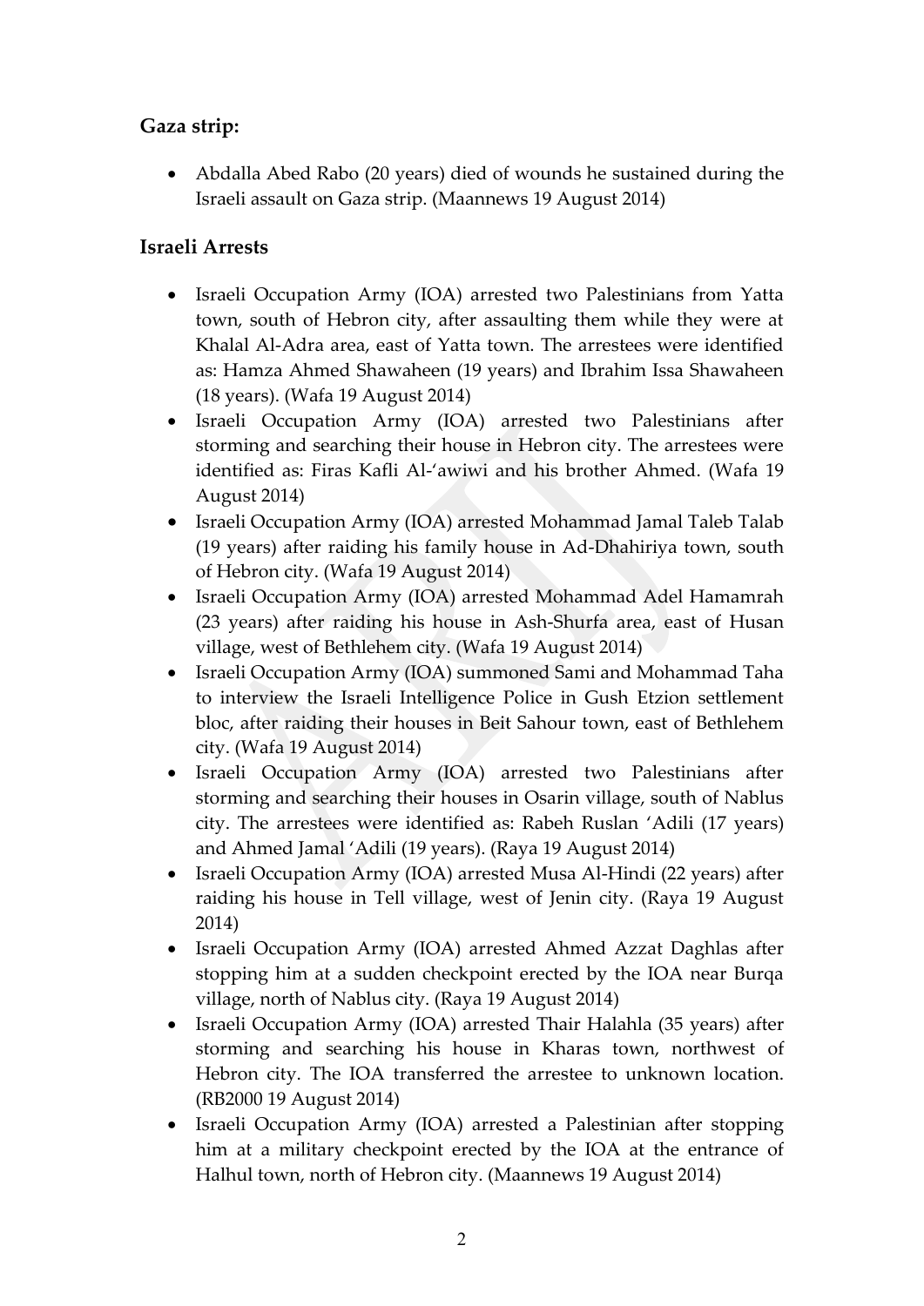## Gaza strip:

- Abdalla Abed Rabo (20 years) died of wounds he sustained during the Israeli assault on Gaza strip. (Maannews 19 August 2014)

## Israeli Arrests

- Israeli Occupation Army (IOA) arrested two Palestinians from Yatta town, south of Hebron city, after assaulting them while they were at Khalal Al-Adra area, east of Yatta town. The arrestees were identified as: Hamza Ahmed Shawaheen (19 years) and Ibrahim Issa Shawaheen (18 years). (Wafa 19 August 2014)
- Israeli Occupation Army (IOA) arrested two Palestinians after storming and searching their house in Hebron city. The arrestees were identified as: Firas Kafli Al-'awiwi and his brother Ahmed. (Wafa 19 August 2014)
- Israeli Occupation Army (IOA) arrested Mohammad Jamal Taleb Talab (19 years) after raiding his family house in Ad-Dhahiriya town, south of Hebron city. (Wafa 19 August 2014)
- Israeli Occupation Army (IOA) arrested Mohammad Adel Hamamrah (23 years) after raiding his house in Ash-Shurfa area, east of Husan village, west of Bethlehem city. (Wafa 19 August 2014)
- Israeli Occupation Army (IOA) summoned Sami and Mohammad Taha to interview the Israeli Intelligence Police in Gush Etzion settlement bloc, after raiding their houses in Beit Sahour town, east of Bethlehem city. (Wafa 19 August 2014)
- Israeli Occupation Army (IOA) arrested two Palestinians after storming and searching their houses in Osarin village, south of Nablus city. The arrestees were identified as: Rabeh Ruslan 'Adili (17 years) and Ahmed Jamal 'Adili (19 years). (Raya 19 August 2014)
- Israeli Occupation Army (IOA) arrested Musa Al-Hindi (22 years) after raiding his house in Tell village, west of Jenin city. (Raya 19 August 2014)
- Israeli Occupation Army (IOA) arrested Ahmed Azzat Daghlas after stopping him at a sudden checkpoint erected by the IOA near Burqa village, north of Nablus city. (Raya 19 August 2014)
- Israeli Occupation Army (IOA) arrested Thair Halahla (35 years) after storming and searching his house in Kharas town, northwest of Hebron city. The IOA transferred the arrestee to unknown location. (RB2000 19 August 2014)
- Israeli Occupation Army (IOA) arrested a Palestinian after stopping him at a military checkpoint erected by the IOA at the entrance of Halhul town, north of Hebron city. (Maannews 19 August 2014)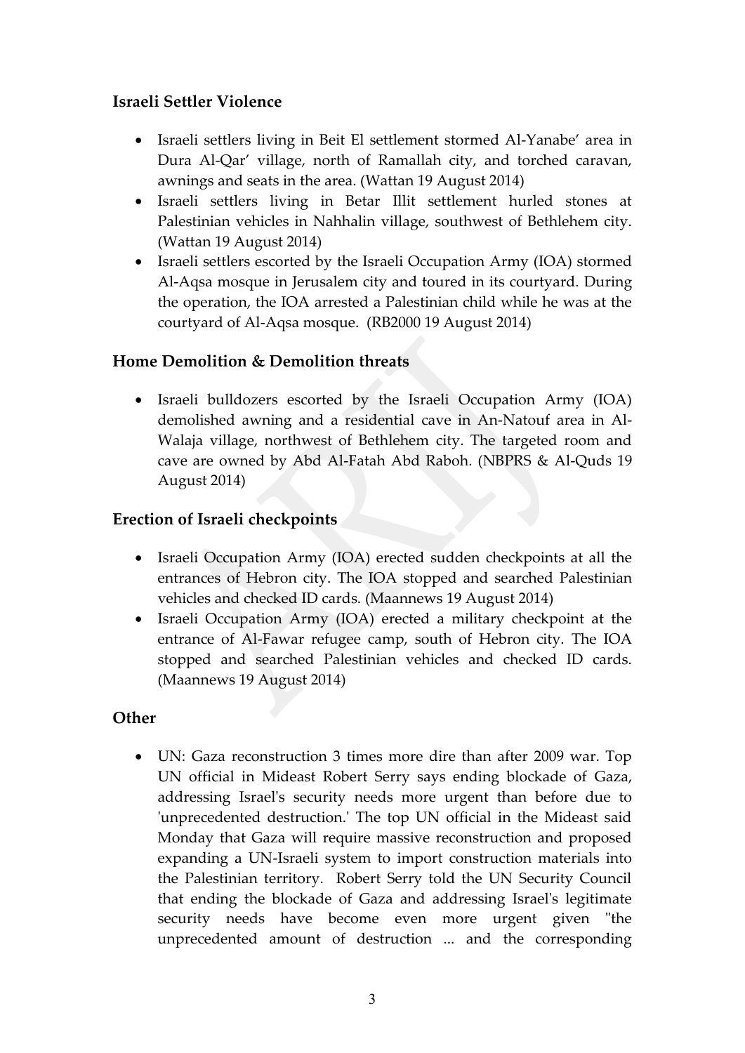## Israeli Settler Violence

- Israeli settlers living in Beit El settlement stormed Al-Yanabe' area in Dura Al-Qar' village, north of Ramallah city, and torched caravan, awnings and seats in the area. (Wattan 19 August 2014)
- Israeli settlers living in Betar Illit settlement hurled stones at Palestinian vehicles in Nahhalin village, southwest of Bethlehem city. (Wattan 19 August 2014)
- Israeli settlers escorted by the Israeli Occupation Army (IOA) stormed Al-Aqsa mosque in Jerusalem city and toured in its courtyard. During the operation, the IOA arrested a Palestinian child while he was at the courtyard of Al-Aqsa mosque. (RB2000 19 August 2014)

## Home Demolition & Demolition threats

- Israeli bulldozers escorted by the Israeli Occupation Army (IOA) demolished awning and a residential cave in An-Natouf area in Al-Walaja village, northwest of Bethlehem city. The targeted room and cave are owned by Abd Al-Fatah Abd Raboh. (NBPRS & Al-Quds 19 August 2014)

## Erection of Israeli checkpoints

- Israeli Occupation Army (IOA) erected sudden checkpoints at all the entrances of Hebron city. The IOA stopped and searched Palestinian vehicles and checked ID cards. (Maannews 19 August 2014)
- Israeli Occupation Army (IOA) erected a military checkpoint at the entrance of Al-Fawar refugee camp, south of Hebron city. The IOA stopped and searched Palestinian vehicles and checked ID cards. (Maannews 19 August 2014)

## Other

- UN: Gaza reconstruction 3 times more dire than after 2009 war. Top UN official in Mideast Robert Serry says ending blockade of Gaza, addressing Israel's security needs more urgent than before due to 'unprecedented destruction.' The top UN official in the Mideast said Monday that Gaza will require massive reconstruction and proposed expanding a UN-Israeli system to import construction materials into the Palestinian territory. Robert Serry told the UN Security Council that ending the blockade of Gaza and addressing Israel's legitimate security needs have become even more urgent given "the unprecedented amount of destruction ... and the corresponding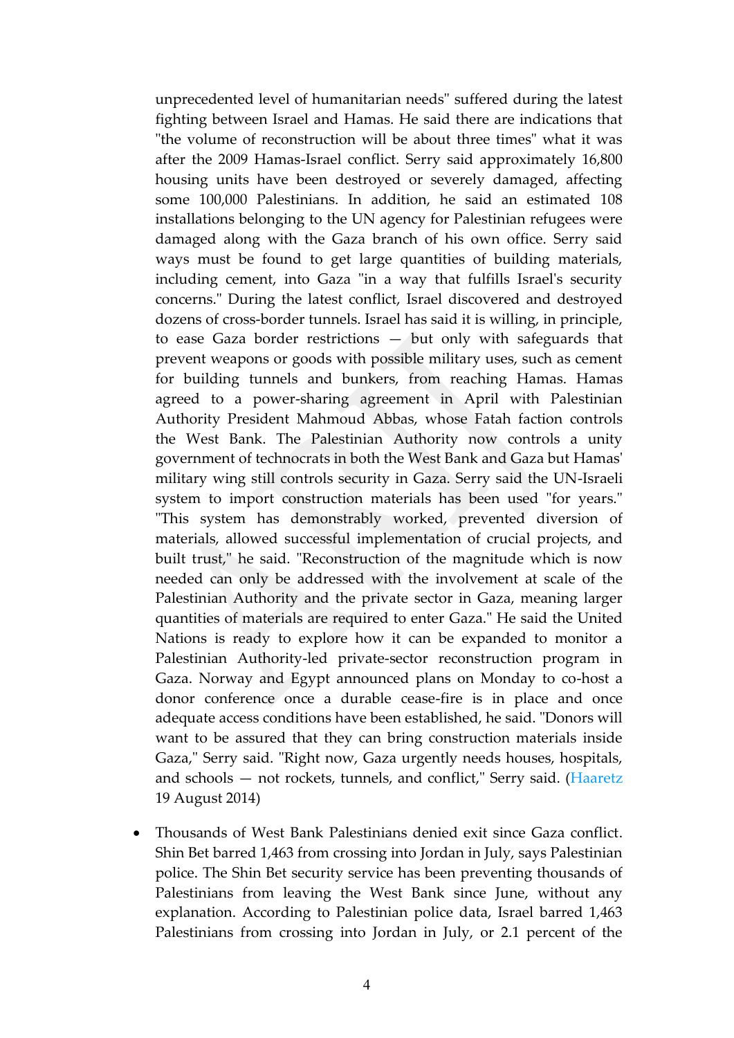unprecedented level of humanitarian needs" suffered during the latest fighting between Israel and Hamas. He said there are indications that "the volume of reconstruction will be about three times" what it was after the 2009 Hamas-Israel conflict. Serry said approximately 16,800 housing units have been destroyed or severely damaged, affecting some 100,000 Palestinians. In addition, he said an estimated 108 installations belonging to the UN agency for Palestinian refugees were damaged along with the Gaza branch of his own office. Serry said ways must be found to get large quantities of building materials, including cement, into Gaza "in a way that fulfills Israel's security concerns." During the latest conflict, Israel discovered and destroyed dozens of cross-border tunnels. Israel has said it is willing, in principle, to ease Gaza border restrictions — but only with safeguards that prevent weapons or goods with possible military uses, such as cement for building tunnels and bunkers, from reaching Hamas. Hamas agreed to a power-sharing agreement in April with Palestinian Authority President Mahmoud Abbas, whose Fatah faction controls the West Bank. The Palestinian Authority now controls a unity government of technocrats in both the West Bank and Gaza but Hamas' military wing still controls security in Gaza. Serry said the UN-Israeli system to import construction materials has been used "for years." "This system has demonstrably worked, prevented diversion of materials, allowed successful implementation of crucial projects, and built trust," he said. "Reconstruction of the magnitude which is now needed can only be addressed with the involvement at scale of the Palestinian Authority and the private sector in Gaza, meaning larger quantities of materials are required to enter Gaza." He said the United Nations is ready to explore how it can be expanded to monitor a Palestinian Authority-led private-sector reconstruction program in Gaza. Norway and Egypt announced plans on Monday to co-host a donor conference once a durable cease-fire is in place and once adequate access conditions have been established, he said. "Donors will want to be assured that they can bring construction materials inside Gaza," Serry said. "Right now, Gaza urgently needs houses, hospitals, and schools — not rockets, tunnels, and conflict," Serry said. (Haaretz 19 August 2014)

- Thousands of West Bank Palestinians denied exit since Gaza conflict. Shin Bet barred 1,463 from crossing into Jordan in July, says Palestinian police. The Shin Bet security service has been preventing thousands of Palestinians from leaving the West Bank since June, without any explanation. According to Palestinian police data, Israel barred 1,463 Palestinians from crossing into Jordan in July, or 2.1 percent of the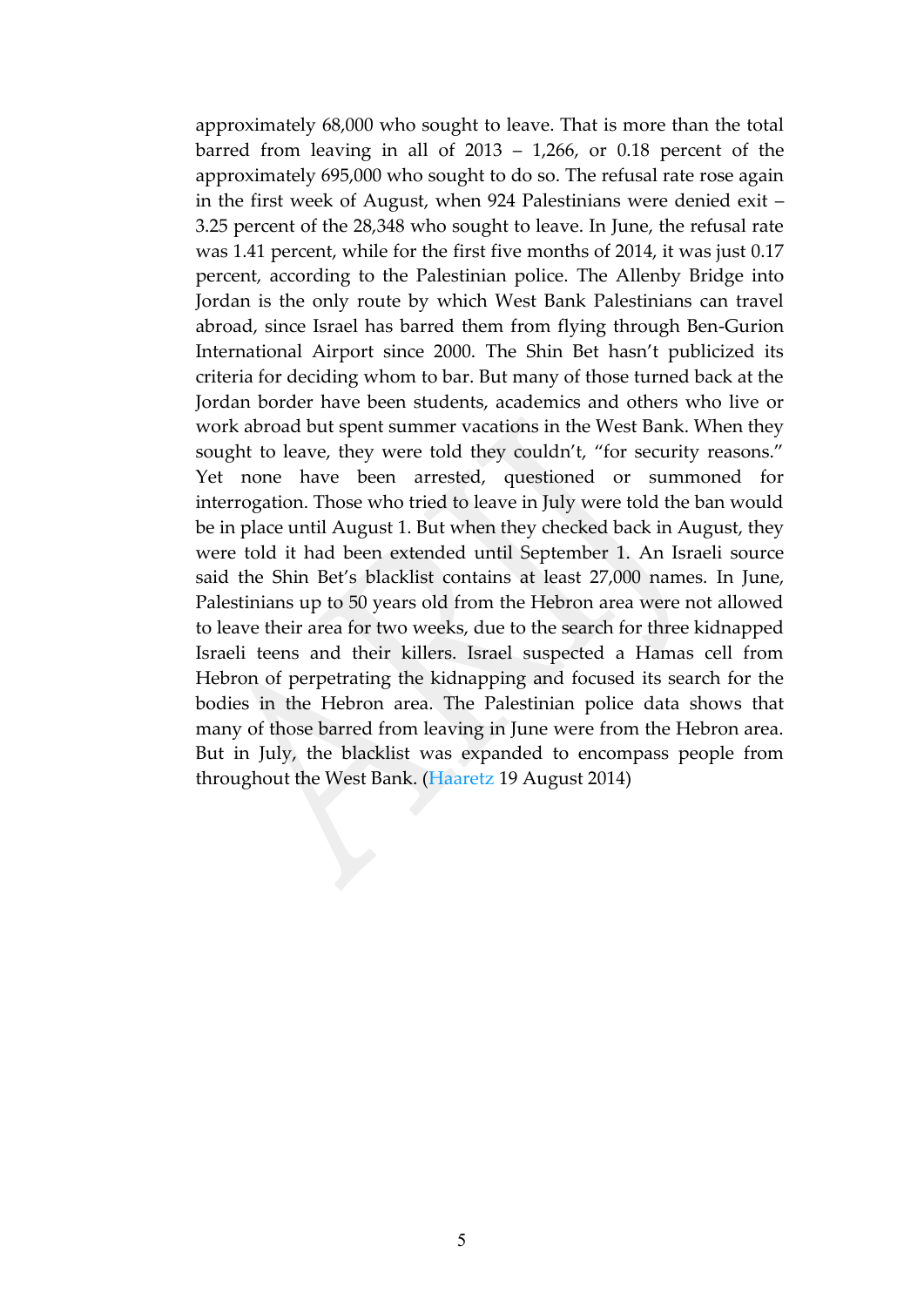approximately 68,000 who sought to leave. That is more than the total barred from leaving in all of 2013 – 1,266, or 0.18 percent of the approximately 695,000 who sought to do so. The refusal rate rose again in the first week of August, when 924 Palestinians were denied exit – 3.25 percent of the 28,348 who sought to leave. In June, the refusal rate was 1.41 percent, while for the first five months of 2014, it was just 0.17 percent, according to the Palestinian police. The Allenby Bridge into Jordan is the only route by which West Bank Palestinians can travel abroad, since Israel has barred them from flying through Ben-Gurion International Airport since 2000. The Shin Bet hasn't publicized its criteria for deciding whom to bar. But many of those turned back at the Jordan border have been students, academics and others who live or work abroad but spent summer vacations in the West Bank. When they sought to leave, they were told they couldn't, "for security reasons." Yet none have been arrested, questioned or summoned for interrogation. Those who tried to leave in July were told the ban would be in place until August 1. But when they checked back in August, they were told it had been extended until September 1. An Israeli source said the Shin Bet's blacklist contains at least 27,000 names. In June, Palestinians up to 50 years old from the Hebron area were not allowed to leave their area for two weeks, due to the search for three kidnapped Israeli teens and their killers. Israel suspected a Hamas cell from Hebron of perpetrating the kidnapping and focused its search for the bodies in the Hebron area. The Palestinian police data shows that many of those barred from leaving in June were from the Hebron area. But in July, the blacklist was expanded to encompass people from throughout the West Bank. (Haaretz 19 August 2014)